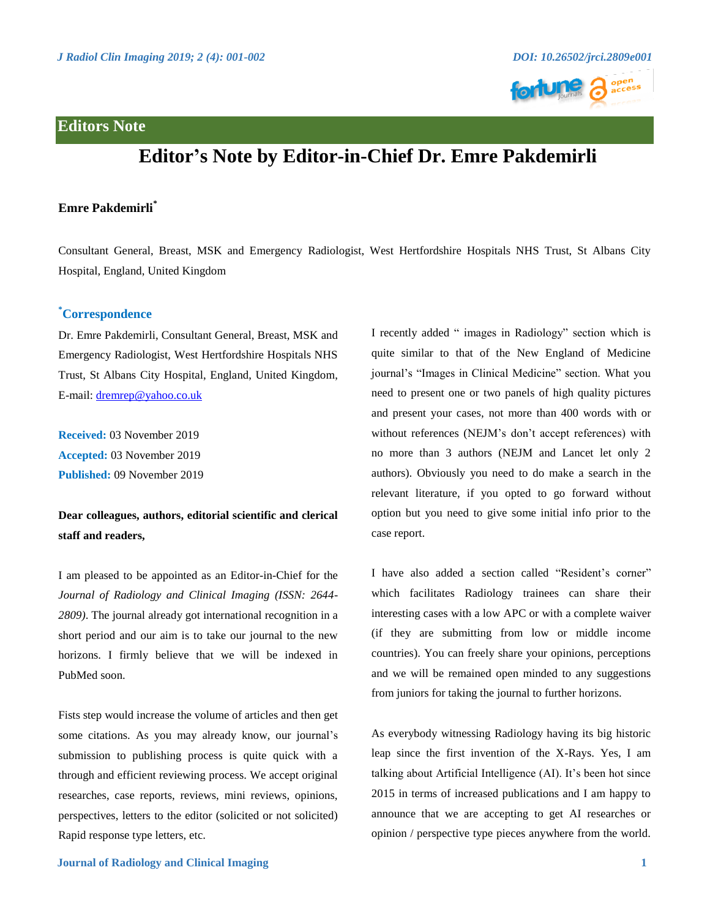**Editors Note**

# Editor's Note by Editor-in-Chief Dr. Emre Pakdemirli

**Emre Pakdemirli***

Consultant General, Breast, MSK and Emergency Radiologist, West Hertfordshire Hospitals NHS Trust, St Albans City Hospital, England, United Kingdom

### *Correspondence

Dr. Emre Pakdemirli, Consultant General, Breast, MSK and Emergency Radiologist, West Hertfordshire Hospitals NHS Trust, St Albans City Hospital, England, United Kingdom, E-mail: dremrep@yahoo.co.uk

**Received:** 03 November 2019
**Accepted:** 03 November 2019
**Published:** 09 November 2019

**Dear colleagues, authors, editorial scientific and clerical staff and readers,**

I am pleased to be appointed as an Editor-in-Chief for the *Journal of Radiology and Clinical Imaging (ISSN: 2644-2809)*. The journal already got international recognition in a short period and our aim is to take our journal to the new horizons. I firmly believe that we will be indexed in PubMed soon.

Fists step would increase the volume of articles and then get some citations. As you may already know, our journal's submission to publishing process is quite quick with a through and efficient reviewing process. We accept original researches, case reports, reviews, mini reviews, opinions, perspectives, letters to the editor (solicited or not solicited) Rapid response type letters, etc.

I recently added " images in Radiology" section which is quite similar to that of the New England of Medicine journal's "Images in Clinical Medicine" section. What you need to present one or two panels of high quality pictures and present your cases, not more than 400 words with or without references (NEJM's don't accept references) with no more than 3 authors (NEJM and Lancet let only 2 authors). Obviously you need to do make a search in the relevant literature, if you opted to go forward without option but you need to give some initial info prior to the case report.

I have also added a section called "Resident's corner" which facilitates Radiology trainees can share their interesting cases with a low APC or with a complete waiver (if they are submitting from low or middle income countries). You can freely share your opinions, perceptions and we will be remained open minded to any suggestions from juniors for taking the journal to further horizons.

As everybody witnessing Radiology having its big historic leap since the first invention of the X-Rays. Yes, I am talking about Artificial Intelligence (AI). It's been hot since 2015 in terms of increased publications and I am happy to announce that we are accepting to get AI researches or opinion / perspective type pieces anywhere from the world.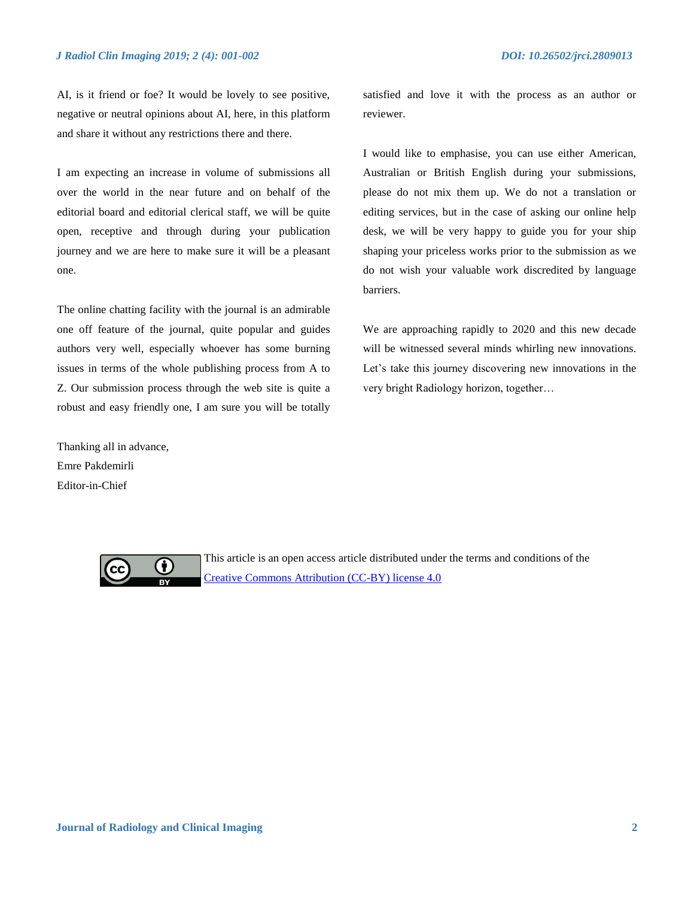AI, is it friend or foe? It would be lovely to see positive, negative or neutral opinions about AI, here, in this platform and share it without any restrictions there and there.

I am expecting an increase in volume of submissions all over the world in the near future and on behalf of the editorial board and editorial clerical staff, we will be quite open, receptive and through during your publication journey and we are here to make sure it will be a pleasant one.

The online chatting facility with the journal is an admirable one off feature of the journal, quite popular and guides authors very well, especially whoever has some burning issues in terms of the whole publishing process from A to Z. Our submission process through the web site is quite a robust and easy friendly one, I am sure you will be totally satisfied and love it with the process as an author or reviewer.

I would like to emphasise, you can use either American, Australian or British English during your submissions, please do not mix them up. We do not a translation or editing services, but in the case of asking our online help desk, we will be very happy to guide you for your ship shaping your priceless works prior to the submission as we do not wish your valuable work discredited by language barriers.

We are approaching rapidly to 2020 and this new decade will be witnessed several minds whirling new innovations. Let's take this journey discovering new innovations in the very bright Radiology horizon, together…

Thanking all in advance,
Emre Pakdemirli
Editor-in-Chief

This article is an open access article distributed under the terms and conditions of the [Creative Commons Attribution (CC-BY) license 4.0](https://creativecommons.org/licenses/by/4.0/)